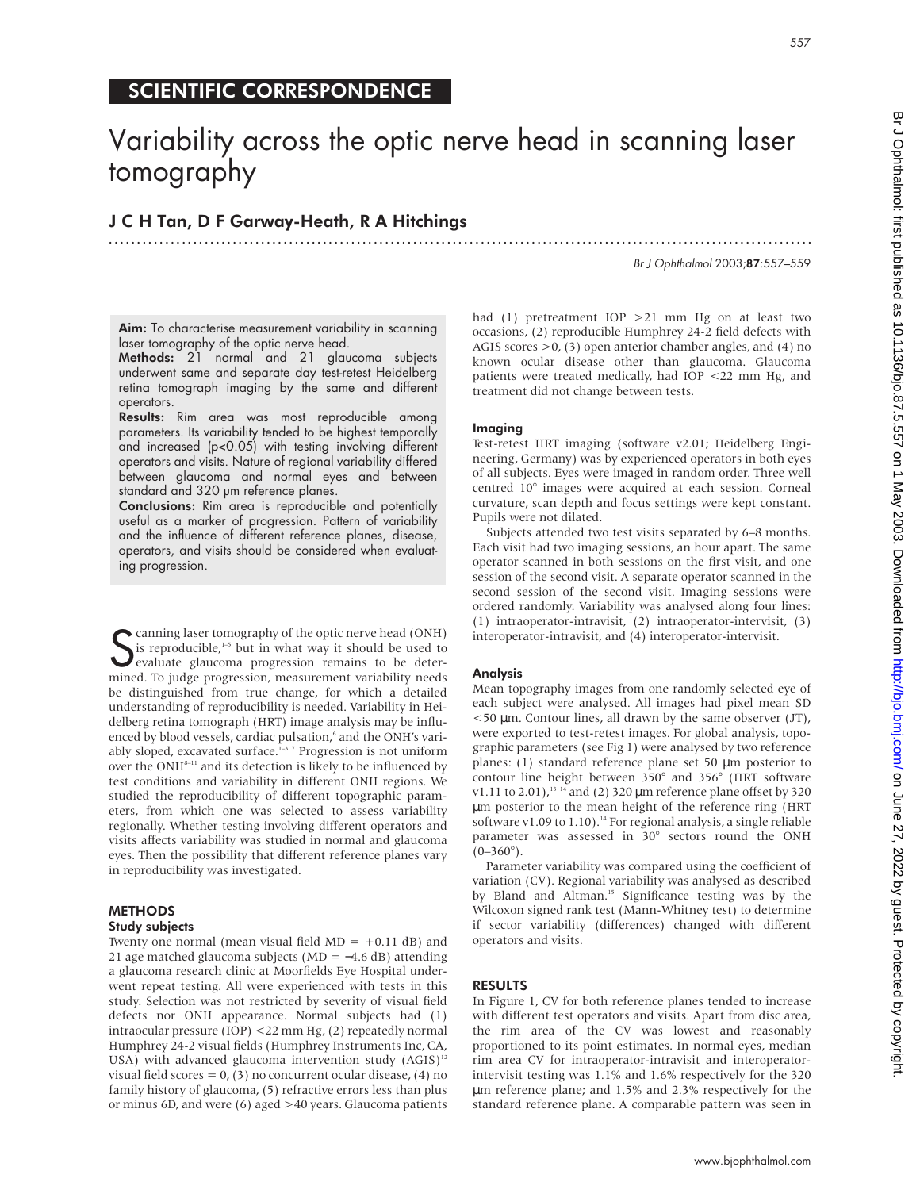SCIENTIFIC CORRESPONDENCE

# Variability across the optic nerve head in scanning laser tomography

## J C H Tan, D F Garway-Heath, R A Hitchings

**Aim:** To characterise measurement variability in scanning laser tomography of the optic nerve head.

**Methods:** 21 normal and 21 glaucoma subjects underwent same and separate day test-retest Heidelberg retina tomograph imaging by the same and different operators.

**Results:** Rim area was most reproducible among parameters. Its variability tended to be highest temporally and increased ($p<0.05$) with testing involving different operators and visits. Nature of regional variability differed between glaucoma and normal eyes and between standard and 320 µm reference planes.

**Conclusions:** Rim area is reproducible and potentially useful as a marker of progression. Pattern of variability and the influence of different reference planes, disease, operators, and visits should be considered when evaluating progression.

Scanning laser tomography of the optic nerve head (ONH) is reproducible,[1–5] but in what way it should be used to evaluate glaucoma progression remains to be determined. To judge progression, measurement variability needs be distinguished from true change, for which a detailed understanding of reproducibility is needed. Variability in Heidelberg retina tomograph (HRT) image analysis may be influenced by blood vessels, cardiac pulsation,[6] and the ONH's variably sloped, excavated surface.[1–3 7] Progression is not uniform over the ONH[8–11] and its detection is likely to be influenced by test conditions and variability in different ONH regions. We studied the reproducibility of different topographic parameters, from which one was selected to assess variability regionally. Whether testing involving different operators and visits affects variability was studied in normal and glaucoma eyes. Then the possibility that different reference planes vary in reproducibility was investigated.

## METHODS

### Study subjects

Twenty one normal (mean visual field MD = +0.11 dB) and 21 age matched glaucoma subjects (MD = −4.6 dB) attending a glaucoma research clinic at Moorfields Eye Hospital underwent repeat testing. All were experienced with tests in this study. Selection was not restricted by severity of visual field defects nor ONH appearance. Normal subjects had (1) intraocular pressure (IOP) <22 mm Hg, (2) repeatedly normal Humphrey 24-2 visual fields (Humphrey Instruments Inc, CA, USA) with advanced glaucoma intervention study (AGIS)[12] visual field scores = 0, (3) no concurrent ocular disease, (4) no family history of glaucoma, (5) refractive errors less than plus or minus 6D, and were (6) aged >40 years. Glaucoma patients had (1) pretreatment IOP >21 mm Hg on at least two occasions, (2) reproducible Humphrey 24-2 field defects with AGIS scores >0, (3) open anterior chamber angles, and (4) no known ocular disease other than glaucoma. Glaucoma patients were treated medically, had IOP <22 mm Hg, and treatment did not change between tests.

### Imaging

Test-retest HRT imaging (software v2.01; Heidelberg Engineering, Germany) was by experienced operators in both eyes of all subjects. Eyes were imaged in random order. Three well centred 10° images were acquired at each session. Corneal curvature, scan depth and focus settings were kept constant. Pupils were not dilated.

Subjects attended two test visits separated by 6–8 months. Each visit had two imaging sessions, an hour apart. The same operator scanned in both sessions on the first visit, and one session of the second visit. A separate operator scanned in the second session of the second visit. Imaging sessions were ordered randomly. Variability was analysed along four lines: (1) intraoperator-intravisit, (2) intraoperator-intervisit, (3) interoperator-intravisit, and (4) interoperator-intervisit.

### Analysis

Mean topography images from one randomly selected eye of each subject were analysed. All images had pixel mean SD <50 µm. Contour lines, all drawn by the same observer (JT), were exported to test-retest images. For global analysis, topographic parameters (see Fig 1) were analysed by two reference planes: (1) standard reference plane set 50 µm posterior to contour line height between 350° and 356° (HRT software v1.11 to 2.01),[13 14] and (2) 320 µm reference plane offset by 320 µm posterior to the mean height of the reference ring (HRT software v1.09 to 1.10).[14] For regional analysis, a single reliable parameter was assessed in 30° sectors round the ONH (0–360°).

Parameter variability was compared using the coefficient of variation (CV). Regional variability was analysed as described by Bland and Altman.[15] Significance testing was by the Wilcoxon signed rank test (Mann-Whitney test) to determine if sector variability (differences) changed with different operators and visits.

## RESULTS

In Figure 1, CV for both reference planes tended to increase with different test operators and visits. Apart from disc area, the rim area of the CV was lowest and reasonably proportioned to its point estimates. In normal eyes, median rim area CV for intraoperator-intravisit and interoperator-intervisit testing was 1.1% and 1.6% respectively for the 320 µm reference plane; and 1.5% and 2.3% respectively for the standard reference plane. A comparable pattern was seen in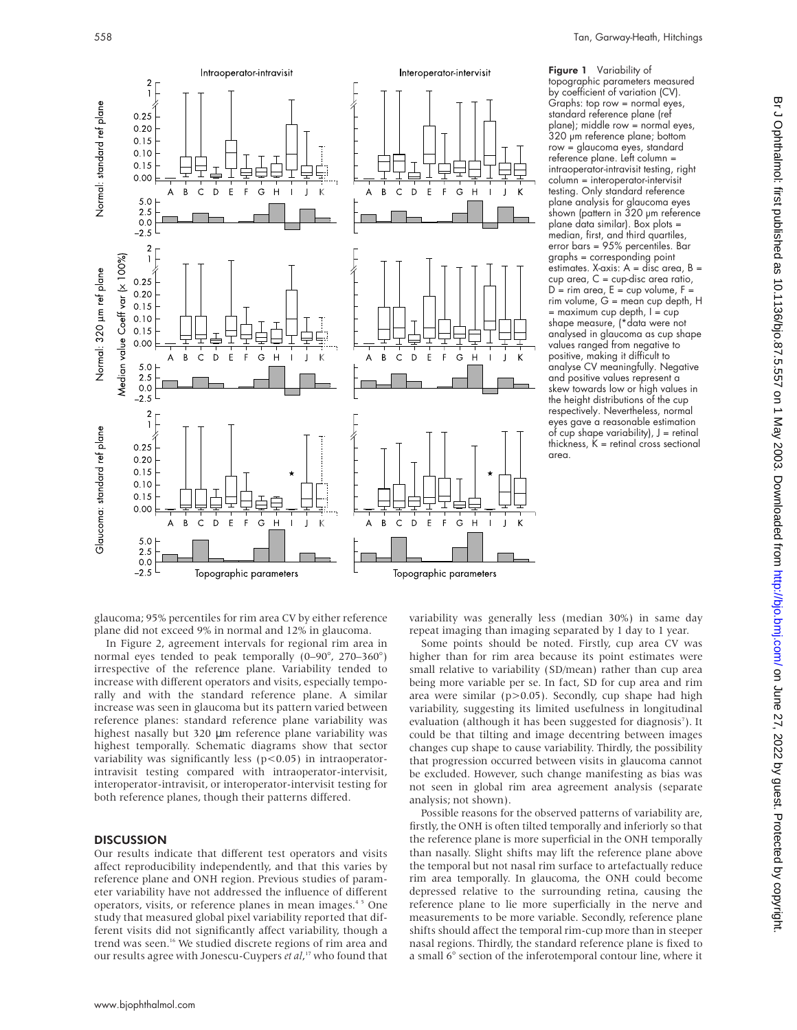**Figure 1** Variability of topographic parameters measured by coefficient of variation (CV). Graphs: top row = normal eyes, standard reference plane (ref plane); middle row = normal eyes, 320 µm reference plane; bottom row = glaucoma eyes, standard reference plane. Left column = intraoperator-intravisit testing, right column = interoperator-intervisit testing. Only standard reference plane analysis for glaucoma eyes shown (pattern in 320 µm reference plane data similar). Box plots = median, first, and third quartiles, error bars = 95% percentiles. Bar graphs = corresponding point estimates. X-axis: A = disc area, B = cup area, C = cup-disc area ratio, D = rim area, E = cup volume, F = rim volume, G = mean cup depth, H = maximum cup depth, I = cup shape measure, (*data were not analysed in glaucoma as cup shape values ranged from negative to positive, making it difficult to analyse CV meaningfully. Negative and positive values represent a skew towards low or high values in the height distributions of the cup respectively. Nevertheless, normal eyes gave a reasonable estimation of cup shape variability), J = retinal thickness, K = retinal cross sectional area.

glaucoma; 95% percentiles for rim area CV by either reference plane did not exceed 9% in normal and 12% in glaucoma.

In Figure 2, agreement intervals for regional rim area in normal eyes tended to peak temporally (0–90°, 270–360°) irrespective of the reference plane. Variability tended to increase with different operators and visits, especially temporally and with the standard reference plane. A similar increase was seen in glaucoma but its pattern varied between reference planes: standard reference plane variability was highest nasally but 320 µm reference plane variability was highest temporally. Schematic diagrams show that sector variability was significantly less ($p<0.05$) in intraoperator-intravisit testing compared with intraoperator-intervisit, interoperator-intravisit, or interoperator-intervisit testing for both reference planes, though their patterns differed.

## DISCUSSION

Our results indicate that different test operators and visits affect reproducibility independently, and that this varies by reference plane and ONH region. Previous studies of parameter variability have not addressed the influence of different operators, visits, or reference planes in mean images.[4 5] One study that measured global pixel variability reported that different visits did not significantly affect variability, though a trend was seen.[16] We studied discrete regions of rim area and our results agree with Jonescu-Cuypers *et al*,[17] who found that variability was generally less (median 30%) in same day repeat imaging than imaging separated by 1 day to 1 year.

Some points should be noted. Firstly, cup area CV was higher than for rim area because its point estimates were small relative to variability (SD/mean) rather than cup area being more variable per se. In fact, SD for cup area and rim area were similar ($p>0.05$). Secondly, cup shape had high variability, suggesting its limited usefulness in longitudinal evaluation (although it has been suggested for diagnosis[7]). It could be that tilting and image decentring between images changes cup shape to cause variability. Thirdly, the possibility that progression occurred between visits in glaucoma cannot be excluded. However, such change manifesting as bias was not seen in global rim area agreement analysis (separate analysis; not shown).

Possible reasons for the observed patterns of variability are, firstly, the ONH is often tilted temporally and inferiorly so that the reference plane is more superficial in the ONH temporally than nasally. Slight shifts may lift the reference plane above the temporal but not nasal rim surface to artefactually reduce rim area temporally. In glaucoma, the ONH could become depressed relative to the surrounding retina, causing the reference plane to lie more superficially in the nerve and measurements to be more variable. Secondly, reference plane shifts should affect the temporal rim-cup more than in steeper nasal regions. Thirdly, the standard reference plane is fixed to a small 6° section of the inferotemporal contour line, where it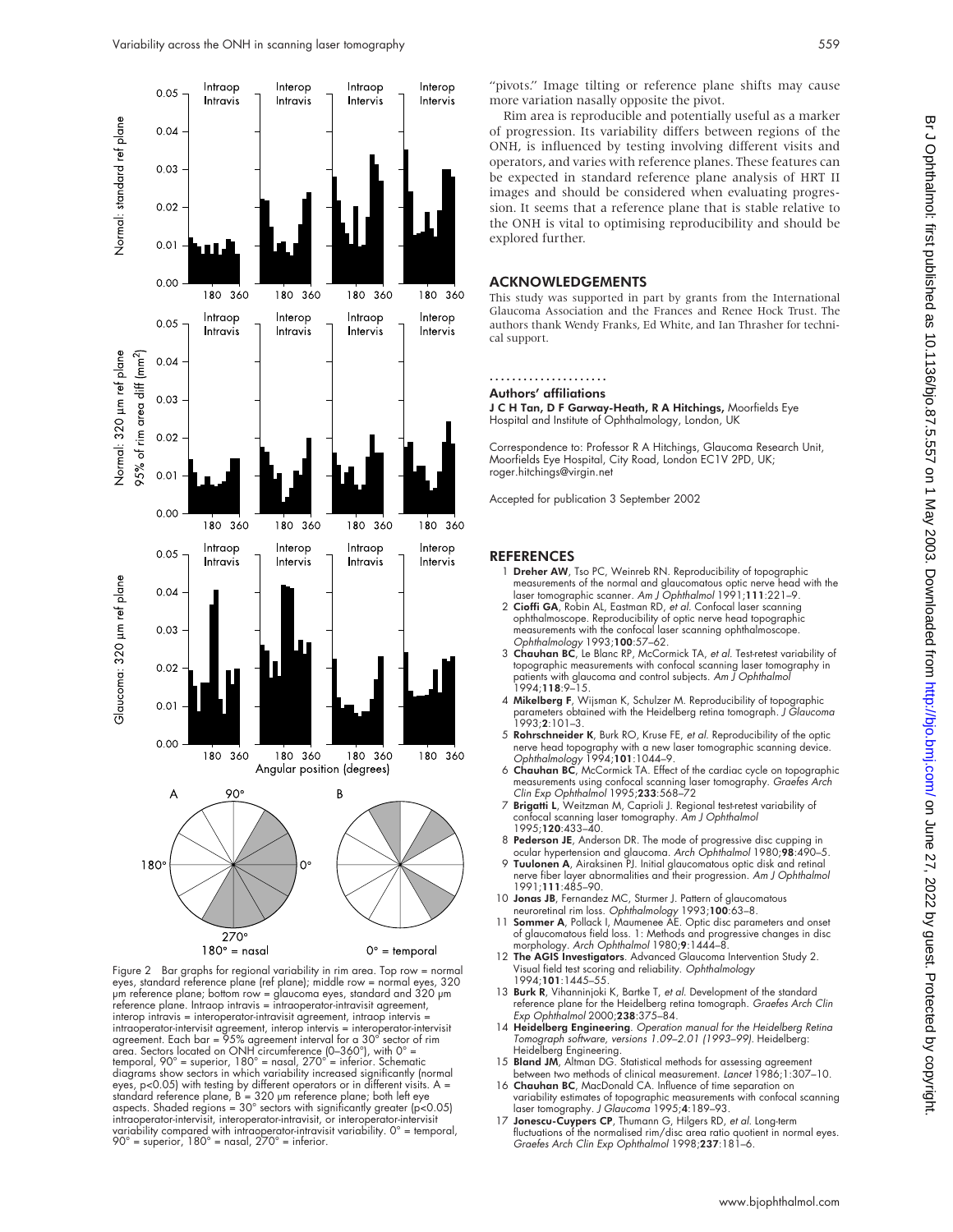Intraop Intravis | Interop Intravis | Intraop Intervis | Interop Intervis

Normal: standard ref plane

0.05
0.04
0.03
0.02
0.01
0.00

180 360 180 360 180 360 180 360

Normal: 320 µm ref plane
95% of rim area diff (mm²)

Glaucoma: 320 µm ref plane

Intraop Intravis | Interop Intervis | Intraop Intravis | Interop Intervis

Angular position (degrees)

A 90° 180° 0° 270° 180° = nasal

B 0° = temporal

Figure 2 Bar graphs for regional variability in rim area. Top row = normal eyes, standard reference plane (ref plane); middle row = normal eyes, 320 µm reference plane; bottom row = glaucoma eyes, standard and 320 µm reference plane. Intraop intravis = intraoperator-intravisit agreement, interop intravis = interoperator-intravisit agreement, intraop intervis = intraoperator-intervisit agreement, interop intervis = interoperator-intervisit agreement. Each bar = 95% agreement interval for a 30° sector of rim area. Sectors located on ONH circumference (0–360°), with 0° = temporal, 90° = superior, 180° = nasal, 270° = inferior. Schematic diagrams show sectors in which variability increased significantly (normal eyes, $p<0.05$) with testing by different operators or in different visits. A = standard reference plane, B = 320 µm reference plane; both left eye aspects. Shaded regions = 30° sectors with significantly greater ($p<0.05$) intraoperator-intervisit, interoperator-intravisit, or interoperator-intervisit variability compared with intraoperator-intravisit variability. 0° = temporal, 90° = superior, 180° = nasal, 270° = inferior.

"pivots." Image tilting or reference plane shifts may cause more variation nasally opposite the pivot.

Rim area is reproducible and potentially useful as a marker of progression. Its variability differs between regions of the ONH, is influenced by testing involving different visits and operators, and varies with reference planes. These features can be expected in standard reference plane analysis of HRT II images and should be considered when evaluating progression. It seems that a reference plane that is stable relative to the ONH is vital to optimising reproducibility and should be explored further.

## ACKNOWLEDGEMENTS

This study was supported in part by grants from the International Glaucoma Association and the Frances and Renee Hock Trust. The authors thank Wendy Franks, Ed White, and Ian Thrasher for technical support.

### Authors' affiliations

**J C H Tan, D F Garway-Heath, R A Hitchings,** Moorfields Eye Hospital and Institute of Ophthalmology, London, UK

Correspondence to: Professor R A Hitchings, Glaucoma Research Unit, Moorfields Eye Hospital, City Road, London EC1V 2PD, UK; roger.hitchings@virgin.net

Accepted for publication 3 September 2002

## REFERENCES

1. **Dreher AW**, Tso PC, Weinreb RN. Reproducibility of topographic measurements of the normal and glaucomatous optic nerve head with the laser tomographic scanner. *Am J Ophthalmol* 1991;**111**:221–9.
2. **Cioffi GA**, Robin AL, Eastman RD, *et al*. Confocal laser scanning ophthalmoscope. Reproducibility of optic nerve head topographic measurements with the confocal laser scanning ophthalmoscope. *Ophthalmology* 1993;**100**:57–62.
3. **Chauhan BC**, Le Blanc RP, McCormick TA, *et al*. Test-retest variability of topographic measurements with confocal scanning laser tomography in patients with glaucoma and control subjects. *Am J Ophthalmol* 1994;**118**:9–15.
4. **Mikelberg F**, Wijsman K, Schulzer M. Reproducibility of topographic parameters obtained with the Heidelberg retina tomograph. *J Glaucoma* 1993;**2**:101–3.
5. **Rohrschneider K**, Burk RO, Kruse FE, *et al*. Reproducibility of the optic nerve head topography with a new laser tomographic scanning device. *Ophthalmology* 1994;**101**:1044–9.
6. **Chauhan BC**, McCormick TA. Effect of the cardiac cycle on topographic measurements using confocal scanning laser tomography. *Graefes Arch Clin Exp Ophthalmol* 1995;**233**:568–72
7. **Brigatti L**, Weitzman M, Caprioli J. Regional test-retest variability of confocal scanning laser tomography. *Am J Ophthalmol* 1995;**120**:433–40.
8. **Pederson JE**, Anderson DR. The mode of progressive disc cupping in ocular hypertension and glaucoma. *Arch Ophthalmol* 1980;**98**:490–5.
9. **Tuulonen A**, Airaksinen PJ. Initial glaucomatous optic disk and retinal nerve fiber layer abnormalities and their progression. *Am J Ophthalmol* 1991;**111**:485–90.
10. **Jonas JB**, Fernandez MC, Sturmer J. Pattern of glaucomatous neuroretinal rim loss. *Ophthalmology* 1993;**100**:63–8.
11. **Sommer A**, Pollack I, Maumenee AE. Optic disc parameters and onset of glaucomatous field loss. 1: Methods and progressive changes in disc morphology. *Arch Ophthalmol* 1980;**9**:1444–8.
12. **The AGIS Investigators**. Advanced Glaucoma Intervention Study 2. Visual field test scoring and reliability. *Ophthalmology* 1994;**101**:1445–55.
13. **Burk R**, Vihanninjoki K, Bartke T, *et al*. Development of the standard reference plane for the Heidelberg retina tomograph. *Graefes Arch Clin Exp Ophthalmol* 2000;**238**:375–84.
14. **Heidelberg Engineering**. *Operation manual for the Heidelberg Retina Tomograph software, versions 1.09–2.01 (1993–99)*. Heidelberg: Heidelberg Engineering.
15. **Bland JM**, Altman DG. Statistical methods for assessing agreement between two methods of clinical measurement. *Lancet* 1986;1:307–10.
16. **Chauhan BC**, MacDonald CA. Influence of time separation on variability estimates of topographic measurements with confocal scanning laser tomography. *J Glaucoma* 1995;**4**:189–93.
17. **Jonescu-Cuypers CP**, Thumann G, Hilgers RD, *et al*. Long-term fluctuations of the normalised rim/disc area ratio quotient in normal eyes. *Graefes Arch Clin Exp Ophthalmol* 1998;**237**:181–6.